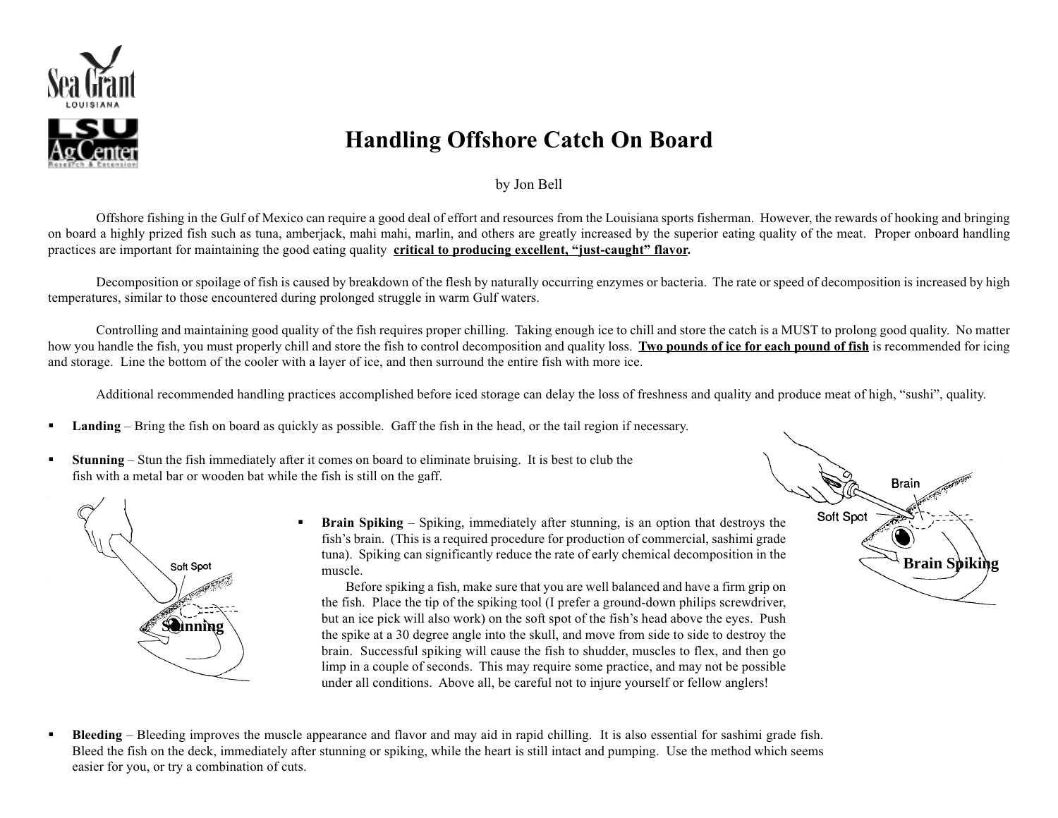# Handling Offshore Catch On Board

by Jon Bell

Offshore fishing in the Gulf of Mexico can require a good deal of effort and resources from the Louisiana sports fisherman. However, the rewards of hooking and bringing on board a highly prized fish such as tuna, amberjack, mahi mahi, marlin, and others are greatly increased by the superior eating quality of the meat. Proper onboard handling practices are important for maintaining the good eating quality **critical to producing excellent, "just-caught" flavor.**

Decomposition or spoilage of fish is caused by breakdown of the flesh by naturally occurring enzymes or bacteria. The rate or speed of decomposition is increased by high temperatures, similar to those encountered during prolonged struggle in warm Gulf waters.

Controlling and maintaining good quality of the fish requires proper chilling. Taking enough ice to chill and store the catch is a MUST to prolong good quality. No matter how you handle the fish, you must properly chill and store the fish to control decomposition and quality loss. **Two pounds of ice for each pound of fish** is recommended for icing and storage. Line the bottom of the cooler with a layer of ice, and then surround the entire fish with more ice.

Additional recommended handling practices accomplished before iced storage can delay the loss of freshness and quality and produce meat of high, "sushi", quality.

- **Landing** – Bring the fish on board as quickly as possible. Gaff the fish in the head, or the tail region if necessary.
- **Stunning** – Stun the fish immediately after it comes on board to eliminate bruising. It is best to club the fish with a metal bar or wooden bat while the fish is still on the gaff.

Soft Spot

**Stunning**

- **Brain Spiking** – Spiking, immediately after stunning, is an option that destroys the fish's brain. (This is a required procedure for production of commercial, sashimi grade tuna). Spiking can significantly reduce the rate of early chemical decomposition in the muscle.

  Before spiking a fish, make sure that you are well balanced and have a firm grip on the fish. Place the tip of the spiking tool (I prefer a ground-down philips screwdriver, but an ice pick will also work) on the soft spot of the fish's head above the eyes. Push the spike at a 30 degree angle into the skull, and move from side to side to destroy the brain. Successful spiking will cause the fish to shudder, muscles to flex, and then go limp in a couple of seconds. This may require some practice, and may not be possible under all conditions. Above all, be careful not to injure yourself or fellow anglers!

Brain

Soft Spot

**Brain Spiking**

- **Bleeding** – Bleeding improves the muscle appearance and flavor and may aid in rapid chilling. It is also essential for sashimi grade fish. Bleed the fish on the deck, immediately after stunning or spiking, while the heart is still intact and pumping. Use the method which seems easier for you, or try a combination of cuts.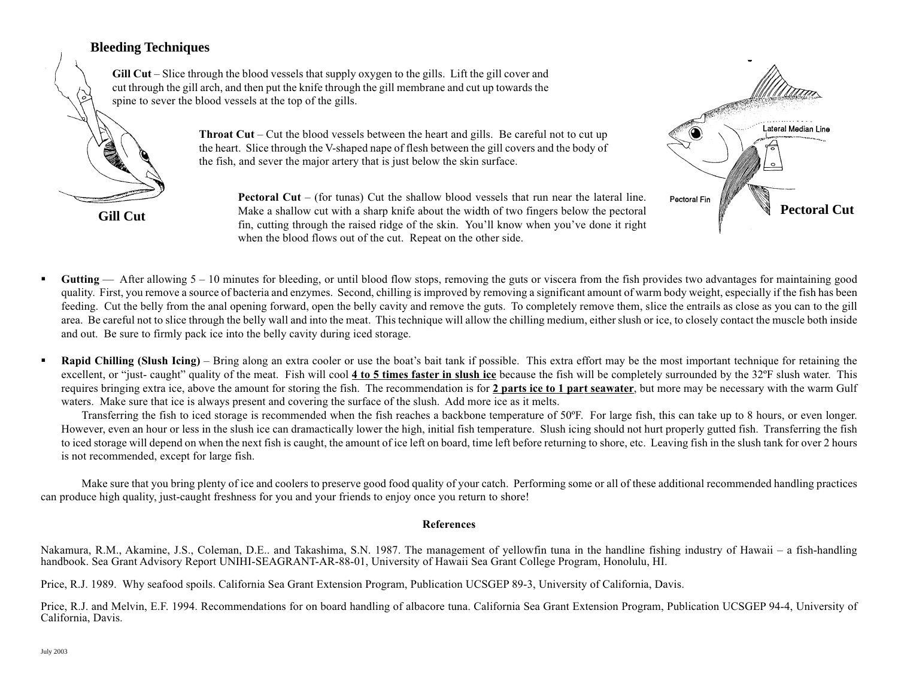### Bleeding Techniques

**Gill Cut** – Slice through the blood vessels that supply oxygen to the gills. Lift the gill cover and cut through the gill arch, and then put the knife through the gill membrane and cut up towards the spine to sever the blood vessels at the top of the gills.

**Throat Cut** – Cut the blood vessels between the heart and gills. Be careful not to cut up the heart. Slice through the V-shaped nape of flesh between the gill covers and the body of the fish, and sever the major artery that is just below the skin surface.

**Pectoral Cut** – (for tunas) Cut the shallow blood vessels that run near the lateral line. Make a shallow cut with a sharp knife about the width of two fingers below the pectoral fin, cutting through the raised ridge of the skin. You'll know when you've done it right when the blood flows out of the cut. Repeat on the other side.

**Gill Cut**

Lateral Median Line

Pectoral Fin

**Pectoral Cut**

- **Gutting** — After allowing 5 – 10 minutes for bleeding, or until blood flow stops, removing the guts or viscera from the fish provides two advantages for maintaining good quality. First, you remove a source of bacteria and enzymes. Second, chilling is improved by removing a significant amount of warm body weight, especially if the fish has been feeding. Cut the belly from the anal opening forward, open the belly cavity and remove the guts. To completely remove them, slice the entrails as close as you can to the gill area. Be careful not to slice through the belly wall and into the meat. This technique will allow the chilling medium, either slush or ice, to closely contact the muscle both inside and out. Be sure to firmly pack ice into the belly cavity during iced storage.

- **Rapid Chilling (Slush Icing)** – Bring along an extra cooler or use the boat's bait tank if possible. This extra effort may be the most important technique for retaining the excellent, or "just- caught" quality of the meat. Fish will cool **4 to 5 times faster in slush ice** because the fish will be completely surrounded by the 32ºF slush water. This requires bringing extra ice, above the amount for storing the fish. The recommendation is for **2 parts ice to 1 part seawater**, but more may be necessary with the warm Gulf waters. Make sure that ice is always present and covering the surface of the slush. Add more ice as it melts.

  Transferring the fish to iced storage is recommended when the fish reaches a backbone temperature of 50ºF. For large fish, this can take up to 8 hours, or even longer. However, even an hour or less in the slush ice can dramactically lower the high, initial fish temperature. Slush icing should not hurt properly gutted fish. Transferring the fish to iced storage will depend on when the next fish is caught, the amount of ice left on board, time left before returning to shore, etc. Leaving fish in the slush tank for over 2 hours is not recommended, except for large fish.

Make sure that you bring plenty of ice and coolers to preserve good food quality of your catch. Performing some or all of these additional recommended handling practices can produce high quality, just-caught freshness for you and your friends to enjoy once you return to shore!

**References**

Nakamura, R.M., Akamine, J.S., Coleman, D.E.. and Takashima, S.N. 1987. The management of yellowfin tuna in the handline fishing industry of Hawaii – a fish-handling handbook. Sea Grant Advisory Report UNIHI-SEAGRANT-AR-88-01, University of Hawaii Sea Grant College Program, Honolulu, HI.

Price, R.J. 1989. Why seafood spoils. California Sea Grant Extension Program, Publication UCSGEP 89-3, University of California, Davis.

Price, R.J. and Melvin, E.F. 1994. Recommendations for on board handling of albacore tuna. California Sea Grant Extension Program, Publication UCSGEP 94-4, University of California, Davis.

July 2003